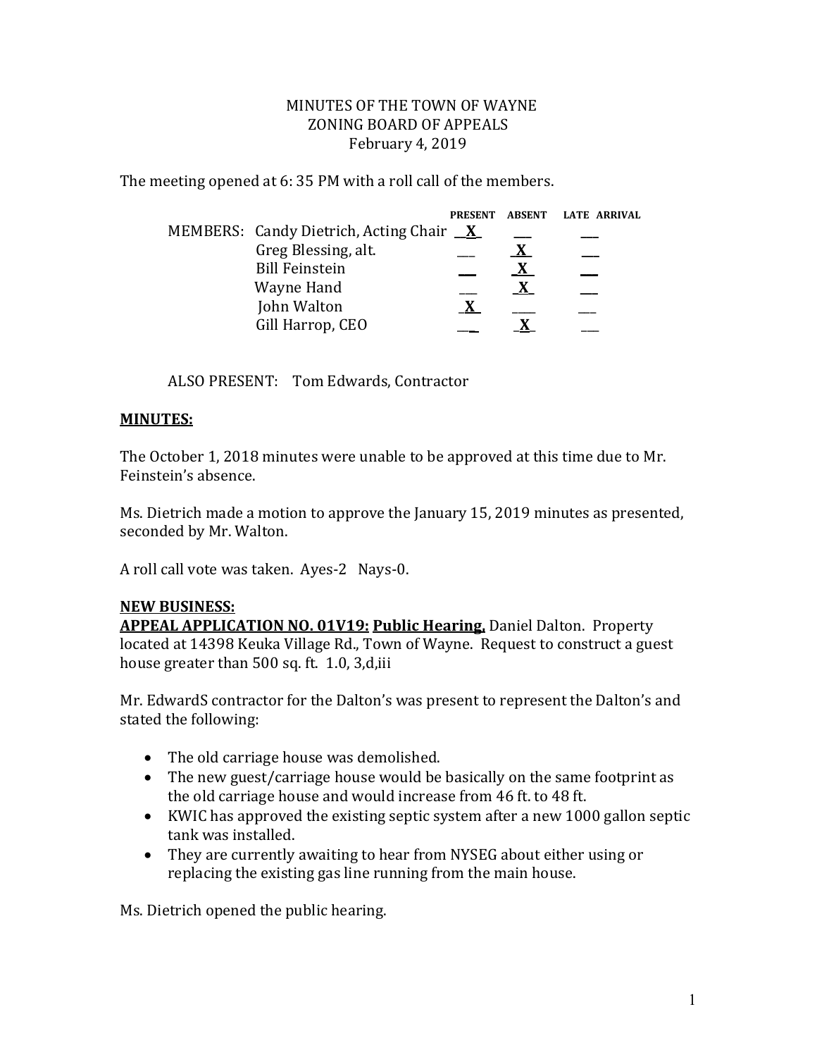MINUTES OF THE TOWN OF WAYNE
ZONING BOARD OF APPEALS
February 4, 2019

The meeting opened at 6: 35 PM with a roll call of the members.

| MEMBERS: | PRESENT | ABSENT | LATE ARRIVAL |
|---|---|---|---|
| Candy Dietrich, Acting Chair | X | | |
| Greg Blessing, alt. | | X | |
| Bill Feinstein | | X | |
| Wayne Hand | | X | |
| John Walton | X | | |
| Gill Harrop, CEO | | X | |

ALSO PRESENT: Tom Edwards, Contractor

**MINUTES:**

The October 1, 2018 minutes were unable to be approved at this time due to Mr. Feinstein's absence.

Ms. Dietrich made a motion to approve the January 15, 2019 minutes as presented, seconded by Mr. Walton.

A roll call vote was taken. Ayes-2 Nays-0.

**NEW BUSINESS:**

**APPEAL APPLICATION NO. 01V19: Public Hearing,** Daniel Dalton. Property located at 14398 Keuka Village Rd., Town of Wayne. Request to construct a guest house greater than 500 sq. ft. 1.0, 3,d,iii

Mr. EdwardS contractor for the Dalton's was present to represent the Dalton's and stated the following:

- The old carriage house was demolished.
- The new guest/carriage house would be basically on the same footprint as the old carriage house and would increase from 46 ft. to 48 ft.
- KWIC has approved the existing septic system after a new 1000 gallon septic tank was installed.
- They are currently awaiting to hear from NYSEG about either using or replacing the existing gas line running from the main house.

Ms. Dietrich opened the public hearing.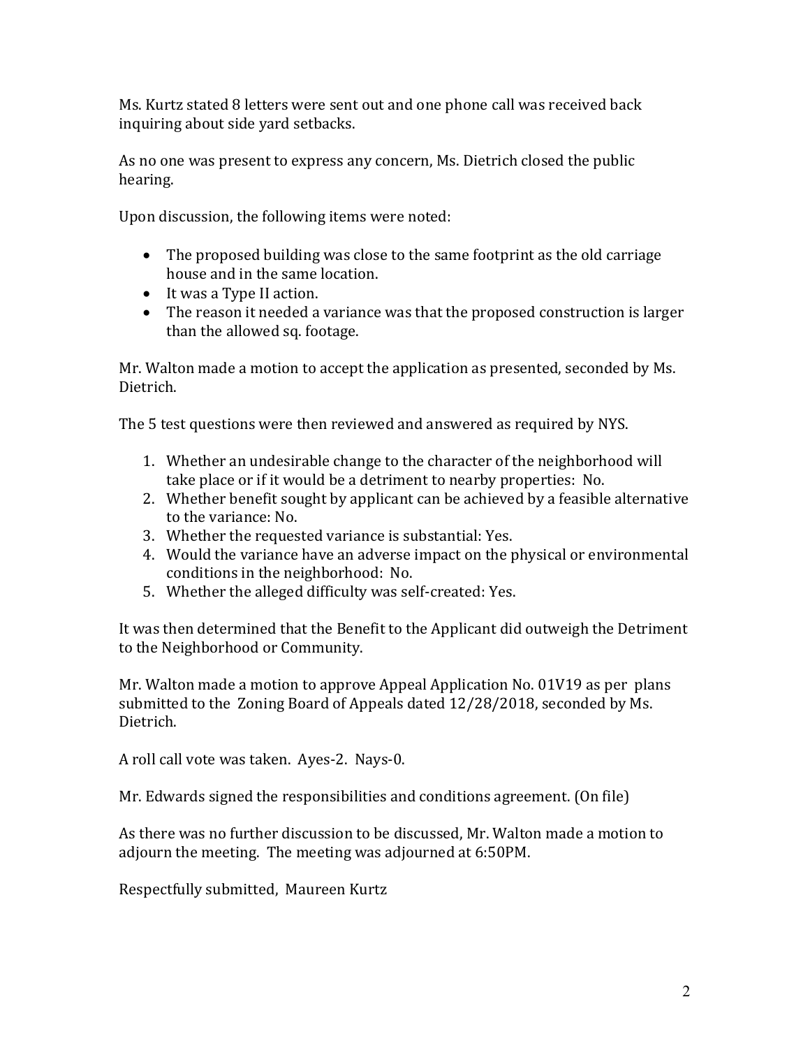Ms. Kurtz stated 8 letters were sent out and one phone call was received back inquiring about side yard setbacks.

As no one was present to express any concern, Ms. Dietrich closed the public hearing.

Upon discussion, the following items were noted:

- The proposed building was close to the same footprint as the old carriage house and in the same location.
- It was a Type II action.
- The reason it needed a variance was that the proposed construction is larger than the allowed sq. footage.

Mr. Walton made a motion to accept the application as presented, seconded by Ms. Dietrich.

The 5 test questions were then reviewed and answered as required by NYS.

1. Whether an undesirable change to the character of the neighborhood will take place or if it would be a detriment to nearby properties: No.
2. Whether benefit sought by applicant can be achieved by a feasible alternative to the variance: No.
3. Whether the requested variance is substantial: Yes.
4. Would the variance have an adverse impact on the physical or environmental conditions in the neighborhood: No.
5. Whether the alleged difficulty was self-created: Yes.

It was then determined that the Benefit to the Applicant did outweigh the Detriment to the Neighborhood or Community.

Mr. Walton made a motion to approve Appeal Application No. 01V19 as per plans submitted to the Zoning Board of Appeals dated 12/28/2018, seconded by Ms. Dietrich.

A roll call vote was taken. Ayes-2. Nays-0.

Mr. Edwards signed the responsibilities and conditions agreement. (On file)

As there was no further discussion to be discussed, Mr. Walton made a motion to adjourn the meeting. The meeting was adjourned at 6:50PM.

Respectfully submitted, Maureen Kurtz